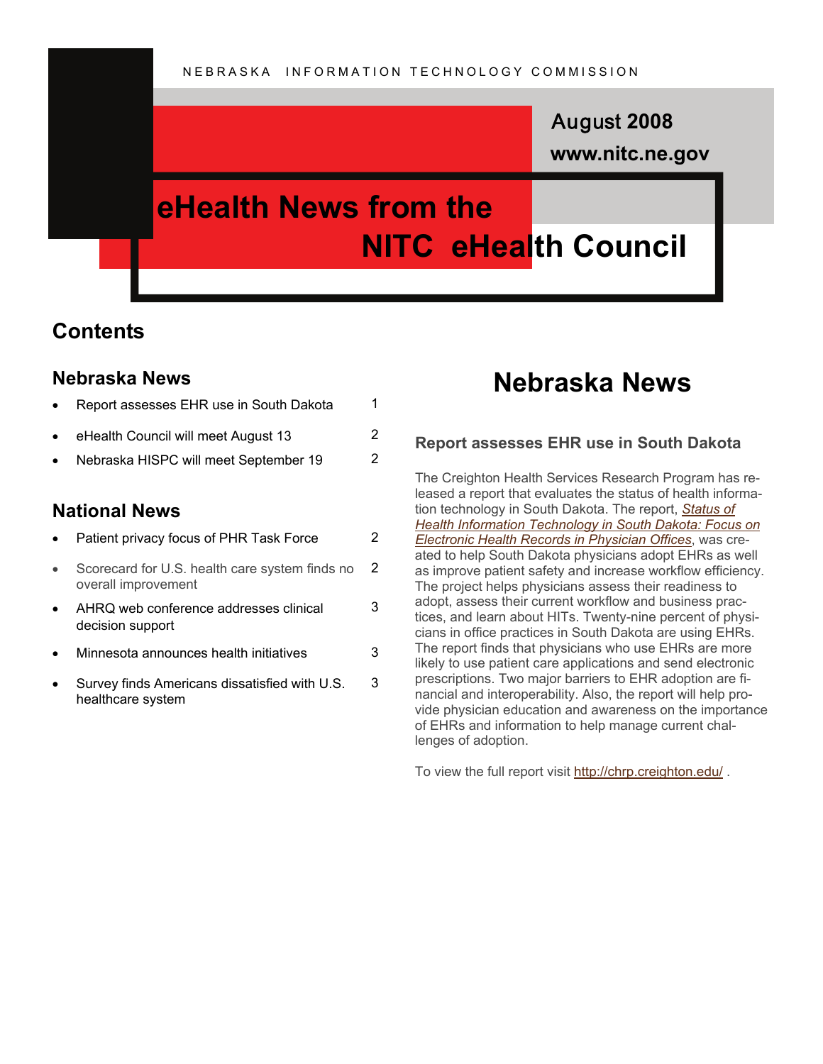NEBRASKA INFORMATION TECHNOLOGY COMMISSION

August 2008

www.nitc.ne.gov

# eHealth News from the NITC eHealth Council

## Contents

### Nebraska News

- Report assesses EHR use in South Dakota — 1
- eHealth Council will meet August 13 — 2
- Nebraska HISPC will meet September 19 — 2

### National News

- Patient privacy focus of PHR Task Force — 2
- Scorecard for U.S. health care system finds no overall improvement — 2
- AHRQ web conference addresses clinical decision support — 3
- Minnesota announces health initiatives — 3
- Survey finds Americans dissatisfied with U.S. healthcare system — 3

## Nebraska News

### Report assesses EHR use in South Dakota

The Creighton Health Services Research Program has released a report that evaluates the status of health information technology in South Dakota. The report, *Status of Health Information Technology in South Dakota: Focus on Electronic Health Records in Physician Offices*, was created to help South Dakota physicians adopt EHRs as well as improve patient safety and increase workflow efficiency. The project helps physicians assess their readiness to adopt, assess their current workflow and business practices, and learn about HITs. Twenty-nine percent of physicians in office practices in South Dakota are using EHRs. The report finds that physicians who use EHRs are more likely to use patient care applications and send electronic prescriptions. Two major barriers to EHR adoption are financial and interoperability. Also, the report will help provide physician education and awareness on the importance of EHRs and information to help manage current challenges of adoption.

To view the full report visit http://chrp.creighton.edu/ .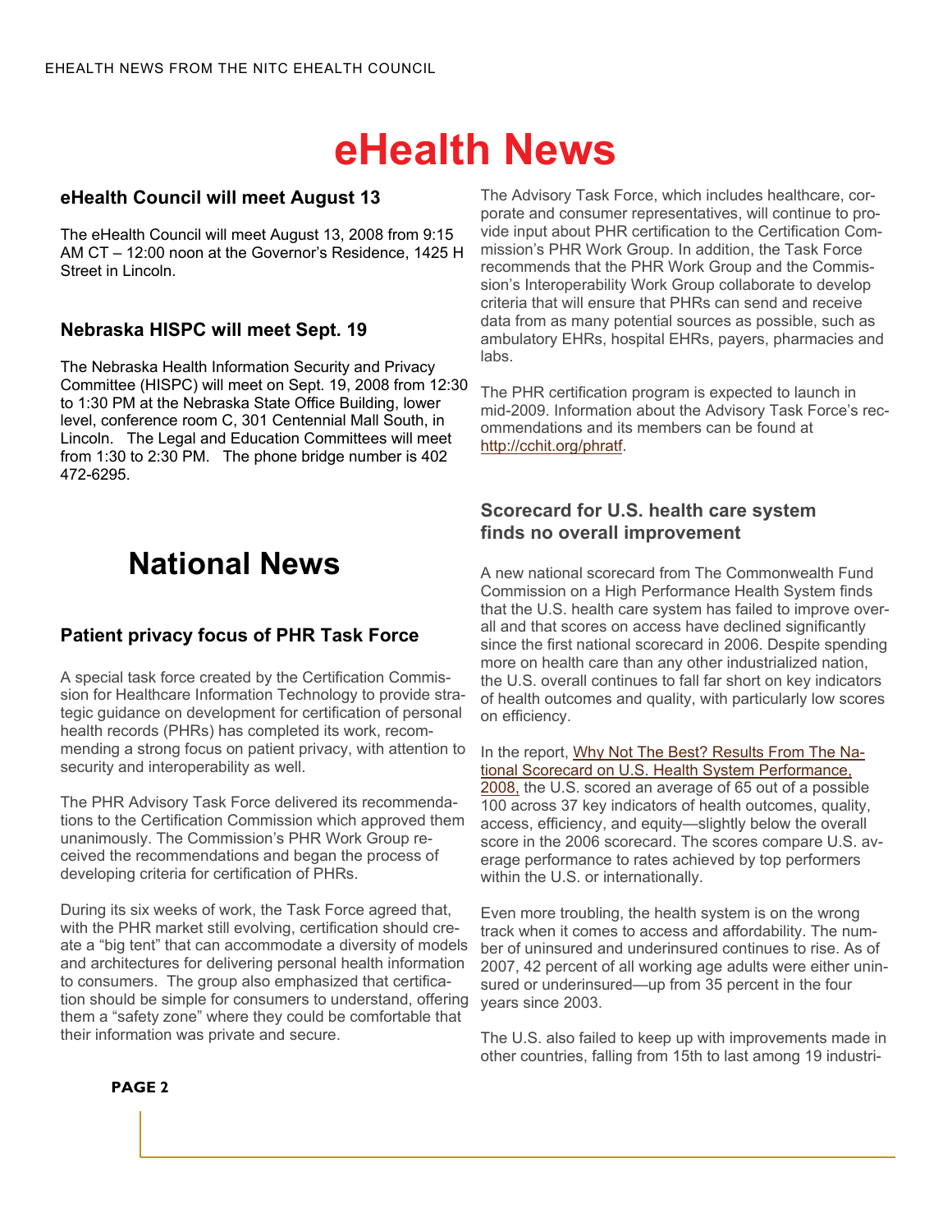# eHealth News

## eHealth Council will meet August 13

The eHealth Council will meet August 13, 2008 from 9:15 AM CT – 12:00 noon at the Governor's Residence, 1425 H Street in Lincoln.

## Nebraska HISPC will meet Sept. 19

The Nebraska Health Information Security and Privacy Committee (HISPC) will meet on Sept. 19, 2008 from 12:30 to 1:30 PM at the Nebraska State Office Building, lower level, conference room C, 301 Centennial Mall South, in Lincoln. The Legal and Education Committees will meet from 1:30 to 2:30 PM. The phone bridge number is 402 472-6295.

# National News

## Patient privacy focus of PHR Task Force

A special task force created by the Certification Commission for Healthcare Information Technology to provide strategic guidance on development for certification of personal health records (PHRs) has completed its work, recommending a strong focus on patient privacy, with attention to security and interoperability as well.

The PHR Advisory Task Force delivered its recommendations to the Certification Commission which approved them unanimously. The Commission's PHR Work Group received the recommendations and began the process of developing criteria for certification of PHRs.

During its six weeks of work, the Task Force agreed that, with the PHR market still evolving, certification should create a "big tent" that can accommodate a diversity of models and architectures for delivering personal health information to consumers. The group also emphasized that certification should be simple for consumers to understand, offering them a "safety zone" where they could be comfortable that their information was private and secure.

The Advisory Task Force, which includes healthcare, corporate and consumer representatives, will continue to provide input about PHR certification to the Certification Commission's PHR Work Group. In addition, the Task Force recommends that the PHR Work Group and the Commission's Interoperability Work Group collaborate to develop criteria that will ensure that PHRs can send and receive data from as many potential sources as possible, such as ambulatory EHRs, hospital EHRs, payers, pharmacies and labs.

The PHR certification program is expected to launch in mid-2009. Information about the Advisory Task Force's recommendations and its members can be found at http://cchit.org/phratf.

## Scorecard for U.S. health care system finds no overall improvement

A new national scorecard from The Commonwealth Fund Commission on a High Performance Health System finds that the U.S. health care system has failed to improve overall and that scores on access have declined significantly since the first national scorecard in 2006. Despite spending more on health care than any other industrialized nation, the U.S. overall continues to fall far short on key indicators of health outcomes and quality, with particularly low scores on efficiency.

In the report, Why Not The Best? Results From The National Scorecard on U.S. Health System Performance, 2008, the U.S. scored an average of 65 out of a possible 100 across 37 key indicators of health outcomes, quality, access, efficiency, and equity—slightly below the overall score in the 2006 scorecard. The scores compare U.S. average performance to rates achieved by top performers within the U.S. or internationally.

Even more troubling, the health system is on the wrong track when it comes to access and affordability. The number of uninsured and underinsured continues to rise. As of 2007, 42 percent of all working age adults were either uninsured or underinsured—up from 35 percent in the four years since 2003.

The U.S. also failed to keep up with improvements made in other countries, falling from 15th to last among 19 industri-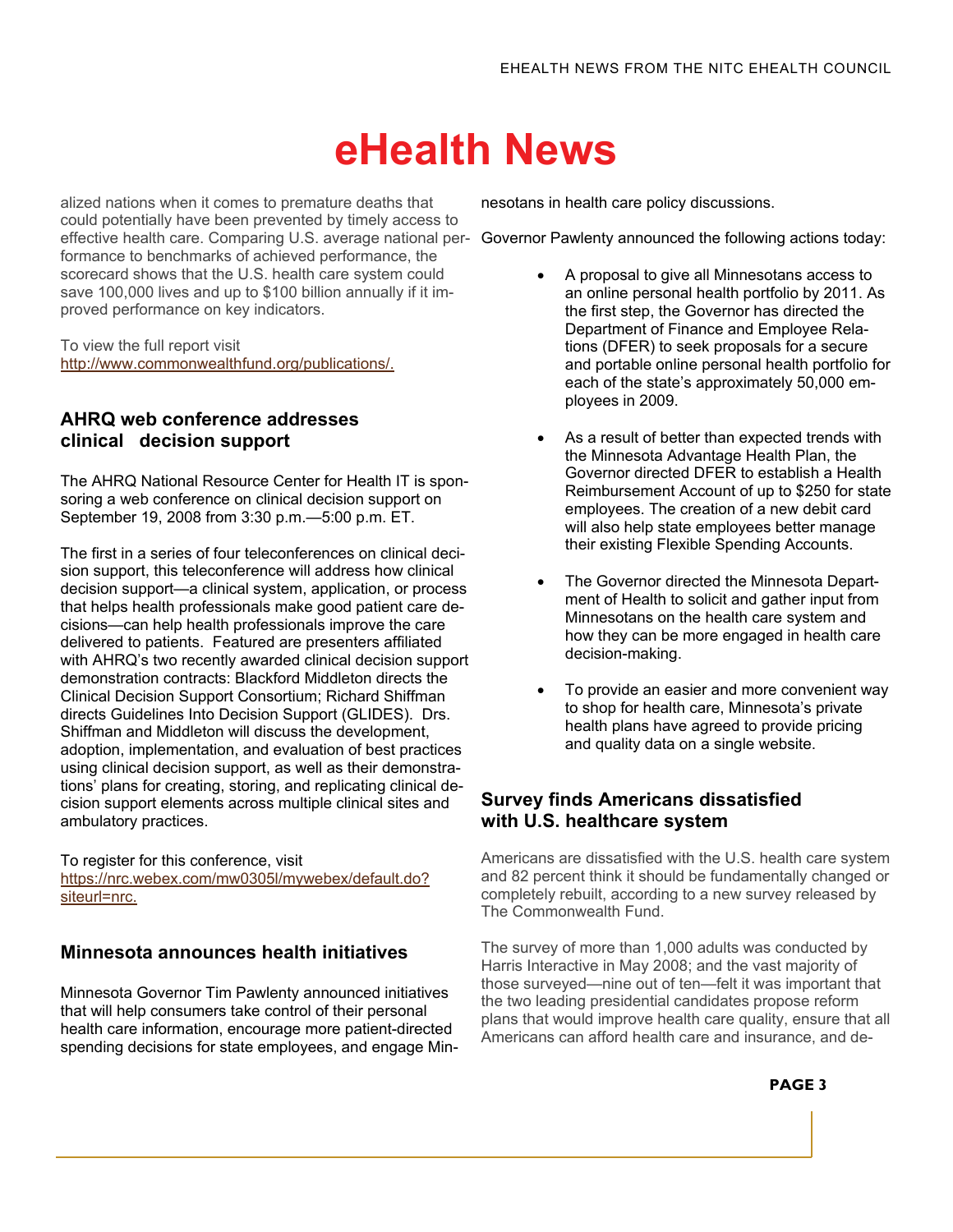alized nations when it comes to premature deaths that could potentially have been prevented by timely access to effective health care. Comparing U.S. average national performance to benchmarks of achieved performance, the scorecard shows that the U.S. health care system could save 100,000 lives and up to $100 billion annually if it improved performance on key indicators.

To view the full report visit http://www.commonwealthfund.org/publications/.

## AHRQ web conference addresses clinical decision support

The AHRQ National Resource Center for Health IT is sponsoring a web conference on clinical decision support on September 19, 2008 from 3:30 p.m.—5:00 p.m. ET.

The first in a series of four teleconferences on clinical decision support, this teleconference will address how clinical decision support—a clinical system, application, or process that helps health professionals make good patient care decisions—can help health professionals improve the care delivered to patients. Featured are presenters affiliated with AHRQ's two recently awarded clinical decision support demonstration contracts: Blackford Middleton directs the Clinical Decision Support Consortium; Richard Shiffman directs Guidelines Into Decision Support (GLIDES). Drs. Shiffman and Middleton will discuss the development, adoption, implementation, and evaluation of best practices using clinical decision support, as well as their demonstrations' plans for creating, storing, and replicating clinical decision support elements across multiple clinical sites and ambulatory practices.

To register for this conference, visit https://nrc.webex.com/mw0305l/mywebex/default.do?siteurl=nrc.

## Minnesota announces health initiatives

Minnesota Governor Tim Pawlenty announced initiatives that will help consumers take control of their personal health care information, encourage more patient-directed spending decisions for state employees, and engage Minnesotans in health care policy discussions.

Governor Pawlenty announced the following actions today:

- A proposal to give all Minnesotans access to an online personal health portfolio by 2011. As the first step, the Governor has directed the Department of Finance and Employee Relations (DFER) to seek proposals for a secure and portable online personal health portfolio for each of the state's approximately 50,000 employees in 2009.
- As a result of better than expected trends with the Minnesota Advantage Health Plan, the Governor directed DFER to establish a Health Reimbursement Account of up to $250 for state employees. The creation of a new debit card will also help state employees better manage their existing Flexible Spending Accounts.
- The Governor directed the Minnesota Department of Health to solicit and gather input from Minnesotans on the health care system and how they can be more engaged in health care decision-making.
- To provide an easier and more convenient way to shop for health care, Minnesota's private health plans have agreed to provide pricing and quality data on a single website.

## Survey finds Americans dissatisfied with U.S. healthcare system

Americans are dissatisfied with the U.S. health care system and 82 percent think it should be fundamentally changed or completely rebuilt, according to a new survey released by The Commonwealth Fund.

The survey of more than 1,000 adults was conducted by Harris Interactive in May 2008; and the vast majority of those surveyed—nine out of ten—felt it was important that the two leading presidential candidates propose reform plans that would improve health care quality, ensure that all Americans can afford health care and insurance, and de-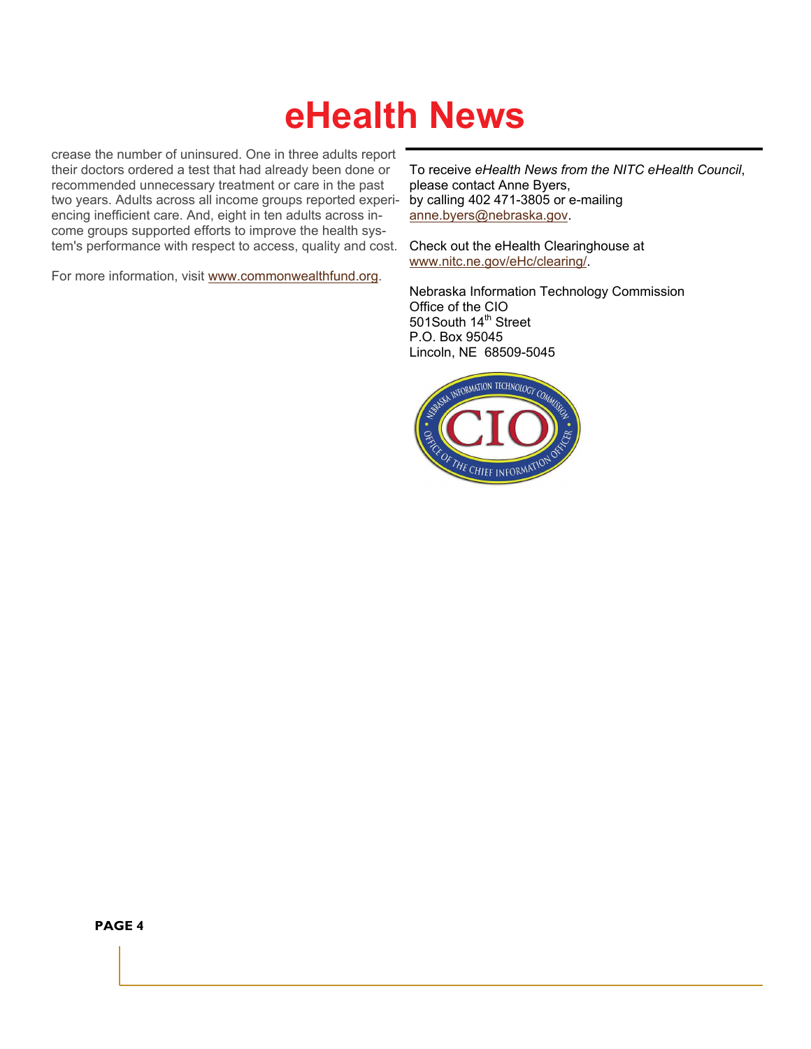crease the number of uninsured. One in three adults report their doctors ordered a test that had already been done or recommended unnecessary treatment or care in the past two years. Adults across all income groups reported experiencing inefficient care. And, eight in ten adults across income groups supported efforts to improve the health system's performance with respect to access, quality and cost.

For more information, visit www.commonwealthfund.org.

---

To receive *eHealth News from the NITC eHealth Council*, please contact Anne Byers, by calling 402 471-3805 or e-mailing anne.byers@nebraska.gov.

Check out the eHealth Clearinghouse at www.nitc.ne.gov/eHc/clearing/.

Nebraska Information Technology Commission
Office of the CIO
501South 14th Street
P.O. Box 95045
Lincoln, NE 68509-5045